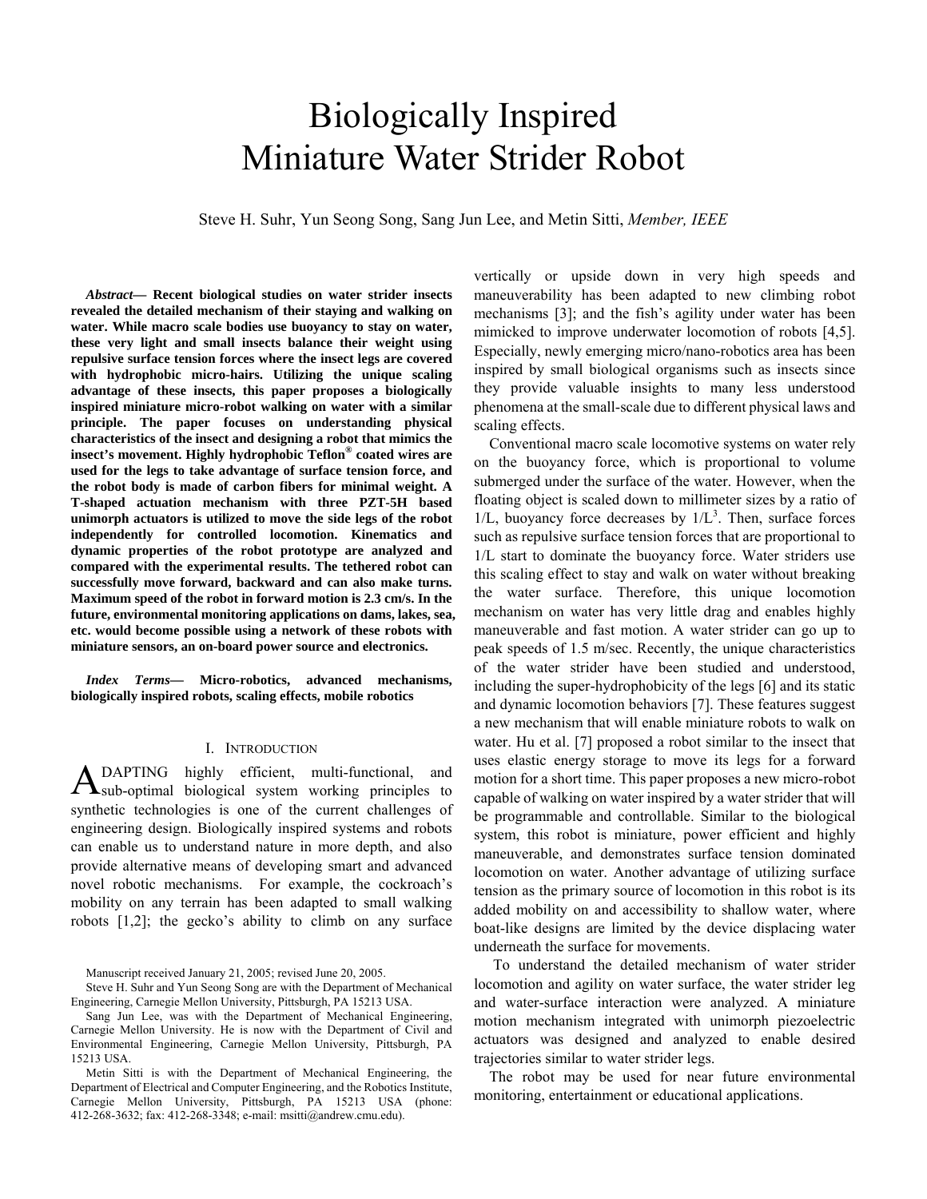# Biologically Inspired Miniature Water Strider Robot

Steve H. Suhr, Yun Seong Song, Sang Jun Lee, and Metin Sitti, *Member, IEEE*

***Abstract*— Recent biological studies on water strider insects revealed the detailed mechanism of their staying and walking on water. While macro scale bodies use buoyancy to stay on water, these very light and small insects balance their weight using repulsive surface tension forces where the insect legs are covered with hydrophobic micro-hairs. Utilizing the unique scaling advantage of these insects, this paper proposes a biologically inspired miniature micro-robot walking on water with a similar principle. The paper focuses on understanding physical characteristics of the insect and designing a robot that mimics the insect's movement. Highly hydrophobic Teflon® coated wires are used for the legs to take advantage of surface tension force, and the robot body is made of carbon fibers for minimal weight. A T-shaped actuation mechanism with three PZT-5H based unimorph actuators is utilized to move the side legs of the robot independently for controlled locomotion. Kinematics and dynamic properties of the robot prototype are analyzed and compared with the experimental results. The tethered robot can successfully move forward, backward and can also make turns. Maximum speed of the robot in forward motion is 2.3 cm/s. In the future, environmental monitoring applications on dams, lakes, sea, etc. would become possible using a network of these robots with miniature sensors, an on-board power source and electronics.**

***Index Terms*— Micro-robotics, advanced mechanisms, biologically inspired robots, scaling effects, mobile robotics**

## I. Introduction

ADAPTING highly efficient, multi-functional, and sub-optimal biological system working principles to synthetic technologies is one of the current challenges of engineering design. Biologically inspired systems and robots can enable us to understand nature in more depth, and also provide alternative means of developing smart and advanced novel robotic mechanisms. For example, the cockroach's mobility on any terrain has been adapted to small walking robots [1,2]; the gecko's ability to climb on any surface vertically or upside down in very high speeds and maneuverability has been adapted to new climbing robot mechanisms [3]; and the fish's agility under water has been mimicked to improve underwater locomotion of robots [4,5]. Especially, newly emerging micro/nano-robotics area has been inspired by small biological organisms such as insects since they provide valuable insights to many less understood phenomena at the small-scale due to different physical laws and scaling effects.

Conventional macro scale locomotive systems on water rely on the buoyancy force, which is proportional to volume submerged under the surface of the water. However, when the floating object is scaled down to millimeter sizes by a ratio of $1/L$, buoyancy force decreases by $1/L^3$. Then, surface forces such as repulsive surface tension forces that are proportional to $1/L$ start to dominate the buoyancy force. Water striders use this scaling effect to stay and walk on water without breaking the water surface. Therefore, this unique locomotion mechanism on water has very little drag and enables highly maneuverable and fast motion. A water strider can go up to peak speeds of 1.5 m/sec. Recently, the unique characteristics of the water strider have been studied and understood, including the super-hydrophobicity of the legs [6] and its static and dynamic locomotion behaviors [7]. These features suggest a new mechanism that will enable miniature robots to walk on water. Hu et al. [7] proposed a robot similar to the insect that uses elastic energy storage to move its legs for a forward motion for a short time. This paper proposes a new micro-robot capable of walking on water inspired by a water strider that will be programmable and controllable. Similar to the biological system, this robot is miniature, power efficient and highly maneuverable, and demonstrates surface tension dominated locomotion on water. Another advantage of utilizing surface tension as the primary source of locomotion in this robot is its added mobility on and accessibility to shallow water, where boat-like designs are limited by the device displacing water underneath the surface for movements.

To understand the detailed mechanism of water strider locomotion and agility on water surface, the water strider leg and water-surface interaction were analyzed. A miniature motion mechanism integrated with unimorph piezoelectric actuators was designed and analyzed to enable desired trajectories similar to water strider legs.

The robot may be used for near future environmental monitoring, entertainment or educational applications.

Manuscript received January 21, 2005; revised June 20, 2005.

Steve H. Suhr and Yun Seong Song are with the Department of Mechanical Engineering, Carnegie Mellon University, Pittsburgh, PA 15213 USA.

Sang Jun Lee, was with the Department of Mechanical Engineering, Carnegie Mellon University. He is now with the Department of Civil and Environmental Engineering, Carnegie Mellon University, Pittsburgh, PA 15213 USA.

Metin Sitti is with the Department of Mechanical Engineering, the Department of Electrical and Computer Engineering, and the Robotics Institute, Carnegie Mellon University, Pittsburgh, PA 15213 USA (phone: 412-268-3632; fax: 412-268-3348; e-mail: msitti@andrew.cmu.edu).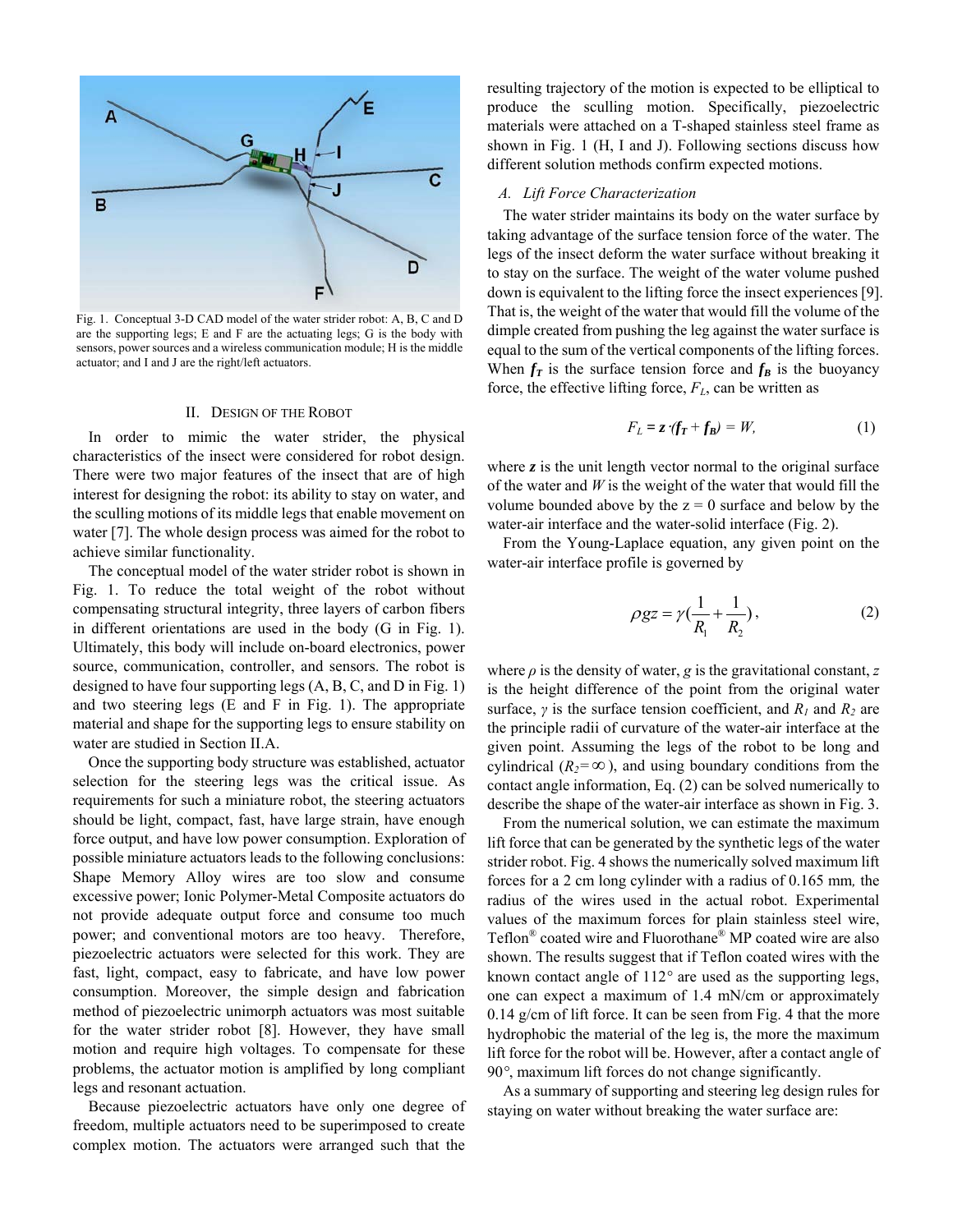Fig. 1. Conceptual 3-D CAD model of the water strider robot: A, B, C and D are the supporting legs; E and F are the actuating legs; G is the body with sensors, power sources and a wireless communication module; H is the middle actuator; and I and J are the right/left actuators.

## II. Design of the Robot

In order to mimic the water strider, the physical characteristics of the insect were considered for robot design. There were two major features of the insect that are of high interest for designing the robot: its ability to stay on water, and the sculling motions of its middle legs that enable movement on water [7]. The whole design process was aimed for the robot to achieve similar functionality.

The conceptual model of the water strider robot is shown in Fig. 1. To reduce the total weight of the robot without compensating structural integrity, three layers of carbon fibers in different orientations are used in the body (G in Fig. 1). Ultimately, this body will include on-board electronics, power source, communication, controller, and sensors. The robot is designed to have four supporting legs (A, B, C, and D in Fig. 1) and two steering legs (E and F in Fig. 1). The appropriate material and shape for the supporting legs to ensure stability on water are studied in Section II.A.

Once the supporting body structure was established, actuator selection for the steering legs was the critical issue. As requirements for such a miniature robot, the steering actuators should be light, compact, fast, have large strain, have enough force output, and have low power consumption. Exploration of possible miniature actuators leads to the following conclusions: Shape Memory Alloy wires are too slow and consume excessive power; Ionic Polymer-Metal Composite actuators do not provide adequate output force and consume too much power; and conventional motors are too heavy. Therefore, piezoelectric actuators were selected for this work. They are fast, light, compact, easy to fabricate, and have low power consumption. Moreover, the simple design and fabrication method of piezoelectric unimorph actuators was most suitable for the water strider robot [8]. However, they have small motion and require high voltages. To compensate for these problems, the actuator motion is amplified by long compliant legs and resonant actuation.

Because piezoelectric actuators have only one degree of freedom, multiple actuators need to be superimposed to create complex motion. The actuators were arranged such that the resulting trajectory of the motion is expected to be elliptical to produce the sculling motion. Specifically, piezoelectric materials were attached on a T-shaped stainless steel frame as shown in Fig. 1 (H, I and J). Following sections discuss how different solution methods confirm expected motions.

### A. Lift Force Characterization

The water strider maintains its body on the water surface by taking advantage of the surface tension force of the water. The legs of the insect deform the water surface without breaking it to stay on the surface. The weight of the water volume pushed down is equivalent to the lifting force the insect experiences [9]. That is, the weight of the water that would fill the volume of the dimple created from pushing the leg against the water surface is equal to the sum of the vertical components of the lifting forces. When $\boldsymbol{f_T}$ is the surface tension force and $\boldsymbol{f_B}$ is the buoyancy force, the effective lifting force, $F_L$, can be written as

$$F_L = \boldsymbol{z} \cdot (\boldsymbol{f_T} + \boldsymbol{f_B}) = W, \tag{1}$$

where $\boldsymbol{z}$ is the unit length vector normal to the original surface of the water and $W$ is the weight of the water that would fill the volume bounded above by the z = 0 surface and below by the water-air interface and the water-solid interface (Fig. 2).

From the Young-Laplace equation, any given point on the water-air interface profile is governed by

$$\rho g z = \gamma \left( \frac{1}{R_1} + \frac{1}{R_2} \right), \tag{2}$$

where $\rho$ is the density of water, $g$ is the gravitational constant, $z$ is the height difference of the point from the original water surface, $\gamma$ is the surface tension coefficient, and $R_1$ and $R_2$ are the principle radii of curvature of the water-air interface at the given point. Assuming the legs of the robot to be long and cylindrical ($R_2 = \infty$), and using boundary conditions from the contact angle information, Eq. (2) can be solved numerically to describe the shape of the water-air interface as shown in Fig. 3.

From the numerical solution, we can estimate the maximum lift force that can be generated by the synthetic legs of the water strider robot. Fig. 4 shows the numerically solved maximum lift forces for a 2 cm long cylinder with a radius of 0.165 mm, the radius of the wires used in the actual robot. Experimental values of the maximum forces for plain stainless steel wire, Teflon® coated wire and Fluorothane® MP coated wire are also shown. The results suggest that if Teflon coated wires with the known contact angle of 112° are used as the supporting legs, one can expect a maximum of 1.4 mN/cm or approximately 0.14 g/cm of lift force. It can be seen from Fig. 4 that the more hydrophobic the material of the leg is, the more the maximum lift force for the robot will be. However, after a contact angle of 90°, maximum lift forces do not change significantly.

As a summary of supporting and steering leg design rules for staying on water without breaking the water surface are: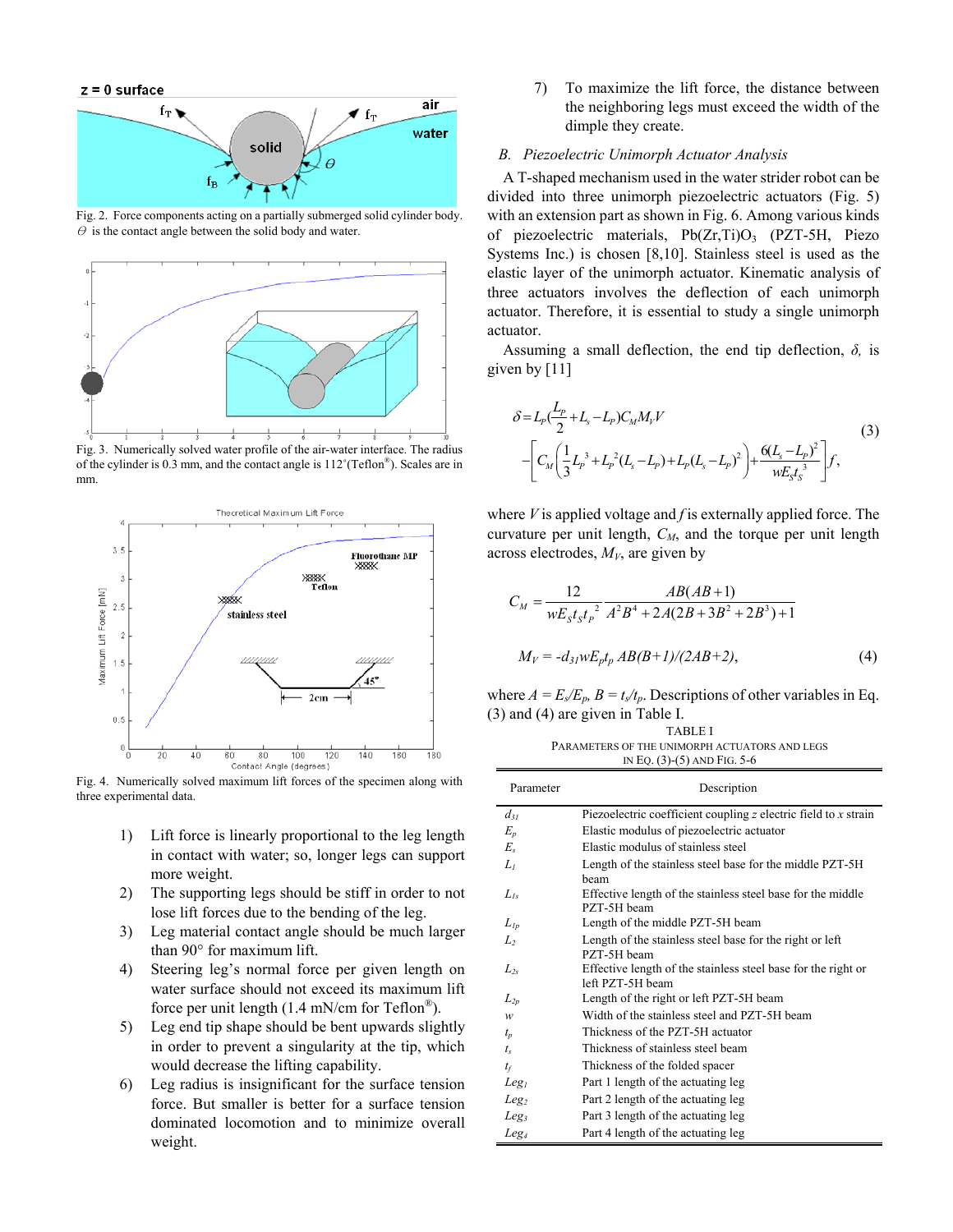Fig. 2. Force components acting on a partially submerged solid cylinder body. $\Theta$ is the contact angle between the solid body and water.

Fig. 3. Numerically solved water profile of the air-water interface. The radius of the cylinder is 0.3 mm, and the contact angle is 112°(Teflon®). Scales are in mm.

Fig. 4. Numerically solved maximum lift forces of the specimen along with three experimental data.

1) Lift force is linearly proportional to the leg length in contact with water; so, longer legs can support more weight.
2) The supporting legs should be stiff in order to not lose lift forces due to the bending of the leg.
3) Leg material contact angle should be much larger than 90° for maximum lift.
4) Steering leg's normal force per given length on water surface should not exceed its maximum lift force per unit length (1.4 mN/cm for Teflon®).
5) Leg end tip shape should be bent upwards slightly in order to prevent a singularity at the tip, which would decrease the lifting capability.
6) Leg radius is insignificant for the surface tension force. But smaller is better for a surface tension dominated locomotion and to minimize overall weight.
7) To maximize the lift force, the distance between the neighboring legs must exceed the width of the dimple they create.

## B. Piezoelectric Unimorph Actuator Analysis

A T-shaped mechanism used in the water strider robot can be divided into three unimorph piezoelectric actuators (Fig. 5) with an extension part as shown in Fig. 6. Among various kinds of piezoelectric materials, $Pb(Zr,Ti)O_3$ (PZT-5H, Piezo Systems Inc.) is chosen [8,10]. Stainless steel is used as the elastic layer of the unimorph actuator. Kinematic analysis of three actuators involves the deflection of each unimorph actuator. Therefore, it is essential to study a single unimorph actuator.

Assuming a small deflection, the end tip deflection, $\delta$, is given by [11]

$$\delta = L_P\left(\frac{L_P}{2} + L_s - L_P\right)C_M M_V V - \left[C_M\left(\frac{1}{3}L_P^3 + L_P^2(L_s - L_P) + L_P(L_s - L_P)^2\right) + \frac{6(L_s - L_P)^2}{wE_S t_S^3}\right] f, \quad (3)$$

where $V$ is applied voltage and $f$ is externally applied force. The curvature per unit length, $C_M$, and the torque per unit length across electrodes, $M_V$, are given by

$$C_M = \frac{12}{wE_S t_S t_P^2}\frac{AB(AB+1)}{A^2B^4 + 2A(2B + 3B^2 + 2B^3) + 1}$$

$$M_V = -d_{31} w E_p t_p\, AB(B+1)/(2AB+2), \quad (4)$$

where $A = E_s/E_p$, $B = t_s/t_p$. Descriptions of other variables in Eq. (3) and (4) are given in Table I.

TABLE I
PARAMETERS OF THE UNIMORPH ACTUATORS AND LEGS IN EQ. (3)-(5) AND FIG. 5-6

| Parameter | Description |
|---|---|
| $d_{31}$ | Piezoelectric coefficient coupling $z$ electric field to $x$ strain |
| $E_p$ | Elastic modulus of piezoelectric actuator |
| $E_s$ | Elastic modulus of stainless steel |
| $L_1$ | Length of the stainless steel base for the middle PZT-5H beam |
| $L_{1s}$ | Effective length of the stainless steel base for the middle PZT-5H beam |
| $L_{1p}$ | Length of the middle PZT-5H beam |
| $L_2$ | Length of the stainless steel base for the right or left PZT-5H beam |
| $L_{2s}$ | Effective length of the stainless steel base for the right or left PZT-5H beam |
| $L_{2p}$ | Length of the right or left PZT-5H beam |
| $w$ | Width of the stainless steel and PZT-5H beam |
| $t_p$ | Thickness of the PZT-5H actuator |
| $t_s$ | Thickness of stainless steel beam |
| $t_f$ | Thickness of the folded spacer |
| $Leg_1$ | Part 1 length of the actuating leg |
| $Leg_2$ | Part 2 length of the actuating leg |
| $Leg_3$ | Part 3 length of the actuating leg |
| $Leg_4$ | Part 4 length of the actuating leg |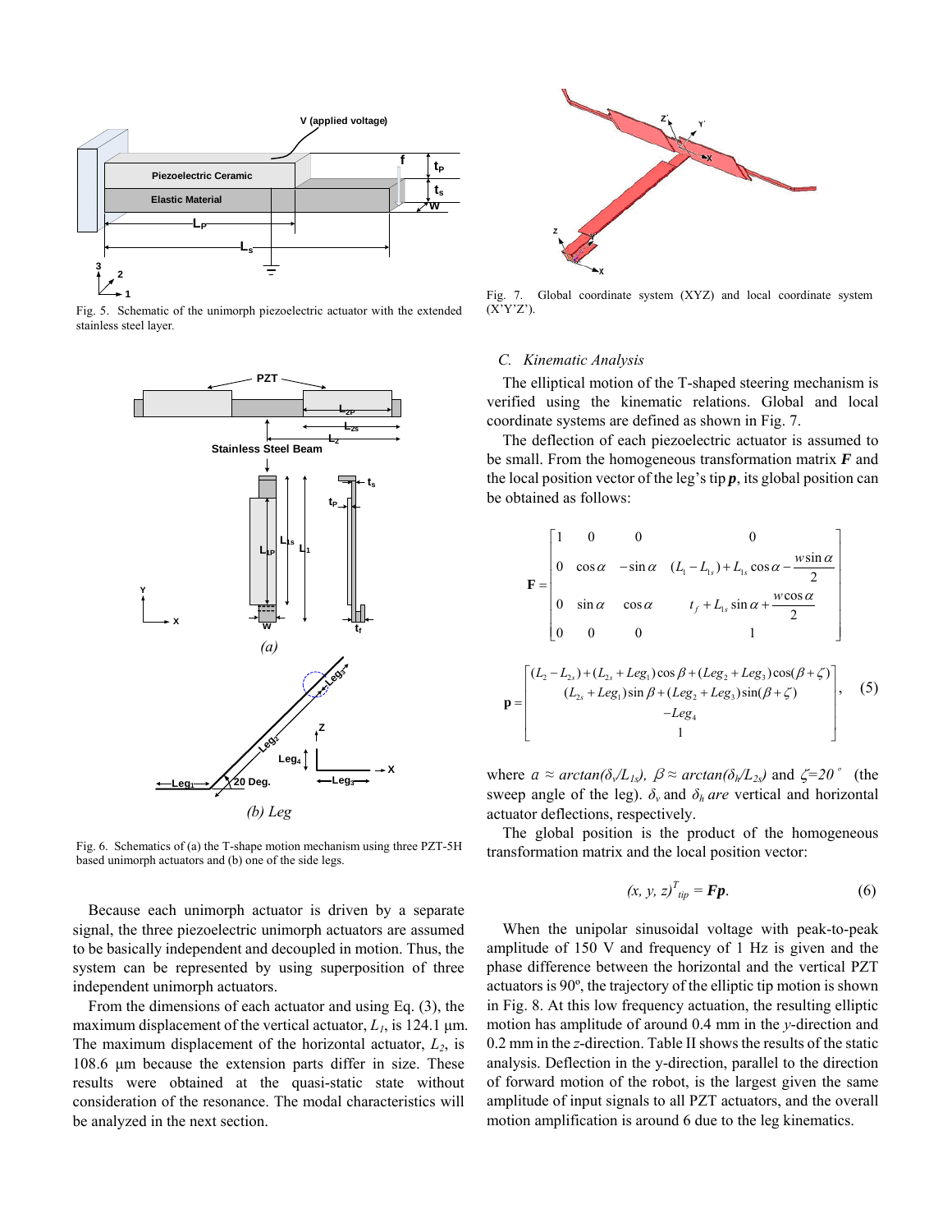Fig. 5. Schematic of the unimorph piezoelectric actuator with the extended stainless steel layer.

Fig. 6. Schematics of (a) the T-shape motion mechanism using three PZT-5H based unimorph actuators and (b) one of the side legs.

Because each unimorph actuator is driven by a separate signal, the three piezoelectric unimorph actuators are assumed to be basically independent and decoupled in motion. Thus, the system can be represented by using superposition of three independent unimorph actuators.

From the dimensions of each actuator and using Eq. (3), the maximum displacement of the vertical actuator, $L_1$, is 124.1 µm. The maximum displacement of the horizontal actuator, $L_2$, is 108.6 µm because the extension parts differ in size. These results were obtained at the quasi-static state without consideration of the resonance. The modal characteristics will be analyzed in the next section.

Fig. 7. Global coordinate system (XYZ) and local coordinate system (X'Y'Z').

### C. Kinematic Analysis

The elliptical motion of the T-shaped steering mechanism is verified using the kinematic relations. Global and local coordinate systems are defined as shown in Fig. 7.

The deflection of each piezoelectric actuator is assumed to be small. From the homogeneous transformation matrix $\boldsymbol{F}$ and the local position vector of the leg's tip $\boldsymbol{p}$, its global position can be obtained as follows:

$$\mathbf{F} = \begin{bmatrix} 1 & 0 & 0 & 0 \\ 0 & \cos\alpha & -\sin\alpha & (L_1 - L_{1s}) + L_{1s}\cos\alpha - \dfrac{w\sin\alpha}{2} \\ 0 & \sin\alpha & \cos\alpha & t_f + L_{1s}\sin\alpha + \dfrac{w\cos\alpha}{2} \\ 0 & 0 & 0 & 1 \end{bmatrix}$$

$$\mathbf{p} = \begin{bmatrix} (L_2 - L_{2s}) + (L_{2s} + Leg_1)\cos\beta + (Leg_2 + Leg_3)\cos(\beta + \zeta) \\ (L_{2s} + Leg_1)\sin\beta + (Leg_2 + Leg_3)\sin(\beta + \zeta) \\ -Leg_4 \\ 1 \end{bmatrix}, \quad (5)$$

where $\alpha \approx \arctan(\delta_v/L_{1s})$, $\beta \approx \arctan(\delta_h/L_{2s})$ and $\zeta = 20^\circ$ (the sweep angle of the leg). $\delta_v$ and $\delta_h$ *are* vertical and horizontal actuator deflections, respectively.

The global position is the product of the homogeneous transformation matrix and the local position vector:

$$(x, y, z)^T_{tip} = \boldsymbol{F}\boldsymbol{p}. \quad (6)$$

When the unipolar sinusoidal voltage with peak-to-peak amplitude of 150 V and frequency of 1 Hz is given and the phase difference between the horizontal and the vertical PZT actuators is 90º, the trajectory of the elliptic tip motion is shown in Fig. 8. At this low frequency actuation, the resulting elliptic motion has amplitude of around 0.4 mm in the *y*-direction and 0.2 mm in the *z*-direction. Table II shows the results of the static analysis. Deflection in the y-direction, parallel to the direction of forward motion of the robot, is the largest given the same amplitude of input signals to all PZT actuators, and the overall motion amplification is around 6 due to the leg kinematics.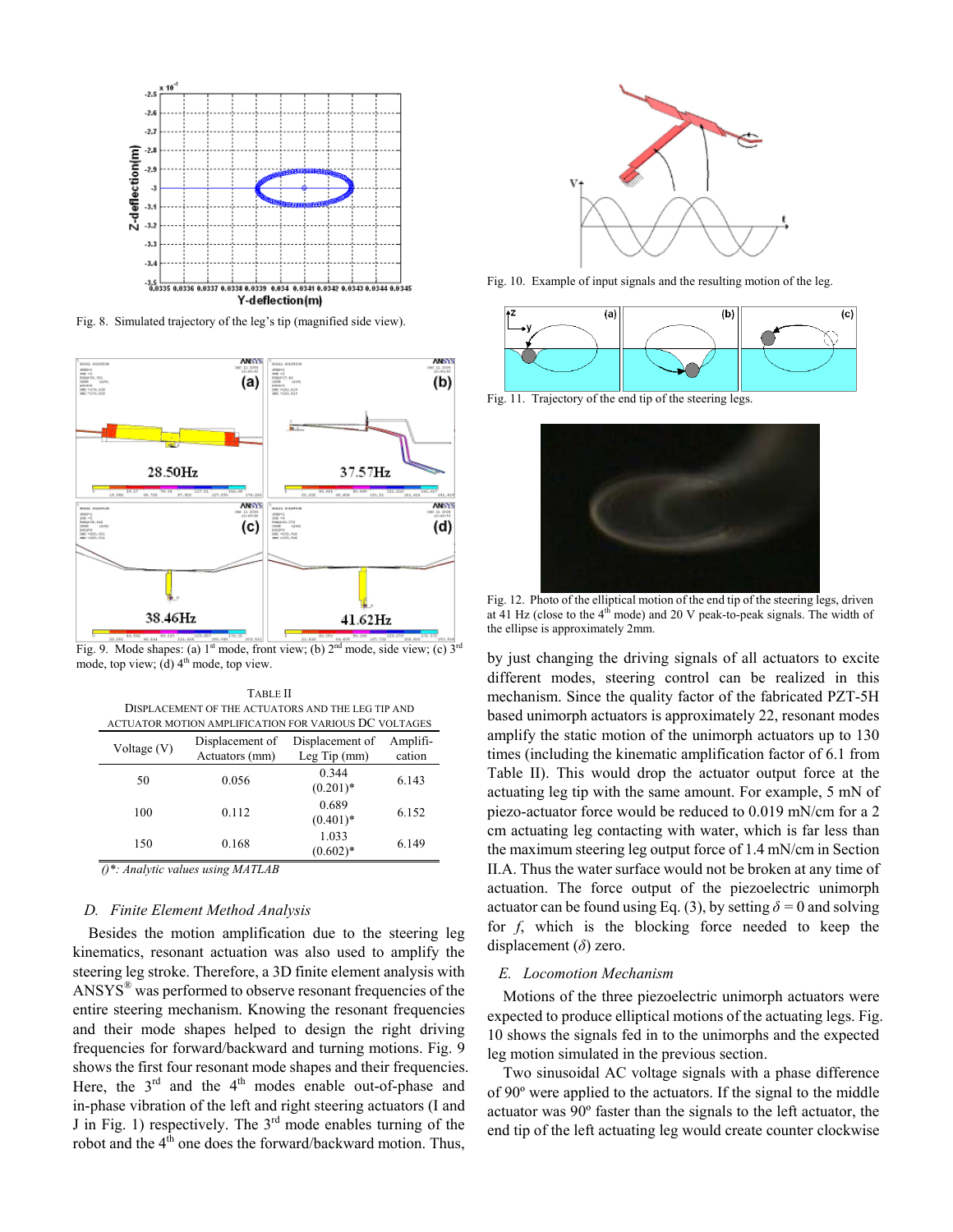Fig. 8. Simulated trajectory of the leg's tip (magnified side view).

Fig. 9. Mode shapes: (a) 1[st] mode, front view; (b) 2[nd] mode, side view; (c) 3[rd] mode, top view; (d) 4[th] mode, top view.

TABLE II
DISPLACEMENT OF THE ACTUATORS AND THE LEG TIP AND ACTUATOR MOTION AMPLIFICATION FOR VARIOUS DC VOLTAGES

| Voltage (V) | Displacement of Actuators (mm) | Displacement of Leg Tip (mm) | Amplification |
|---|---|---|---|
| 50 | 0.056 | 0.344 (0.201)* | 6.143 |
| 100 | 0.112 | 0.689 (0.401)* | 6.152 |
| 150 | 0.168 | 1.033 (0.602)* | 6.149 |

*()\*: Analytic values using MATLAB*

### *D. Finite Element Method Analysis*

Besides the motion amplification due to the steering leg kinematics, resonant actuation was also used to amplify the steering leg stroke. Therefore, a 3D finite element analysis with ANSYS® was performed to observe resonant frequencies of the entire steering mechanism. Knowing the resonant frequencies and their mode shapes helped to design the right driving frequencies for forward/backward and turning motions. Fig. 9 shows the first four resonant mode shapes and their frequencies. Here, the 3[rd] and the 4[th] modes enable out-of-phase and in-phase vibration of the left and right steering actuators (I and J in Fig. 1) respectively. The 3[rd] mode enables turning of the robot and the 4[th] one does the forward/backward motion. Thus, by just changing the driving signals of all actuators to excite different modes, steering control can be realized in this mechanism. Since the quality factor of the fabricated PZT-5H based unimorph actuators is approximately 22, resonant modes amplify the static motion of the unimorph actuators up to 130 times (including the kinematic amplification factor of 6.1 from Table II). This would drop the actuator output force at the actuating leg tip with the same amount. For example, 5 mN of piezo-actuator force would be reduced to 0.019 mN/cm for a 2 cm actuating leg contacting with water, which is far less than the maximum steering leg output force of 1.4 mN/cm in Section II.A. Thus the water surface would not be broken at any time of actuation. The force output of the piezoelectric unimorph actuator can be found using Eq. (3), by setting $\delta = 0$ and solving for $f$, which is the blocking force needed to keep the displacement ($\delta$) zero.

Fig. 10. Example of input signals and the resulting motion of the leg.

Fig. 11. Trajectory of the end tip of the steering legs.

Fig. 12. Photo of the elliptical motion of the end tip of the steering legs, driven at 41 Hz (close to the 4[th] mode) and 20 V peak-to-peak signals. The width of the ellipse is approximately 2mm.

### *E. Locomotion Mechanism*

Motions of the three piezoelectric unimorph actuators were expected to produce elliptical motions of the actuating legs. Fig. 10 shows the signals fed in to the unimorphs and the expected leg motion simulated in the previous section.

Two sinusoidal AC voltage signals with a phase difference of 90º were applied to the actuators. If the signal to the middle actuator was 90º faster than the signals to the left actuator, the end tip of the left actuating leg would create counter clockwise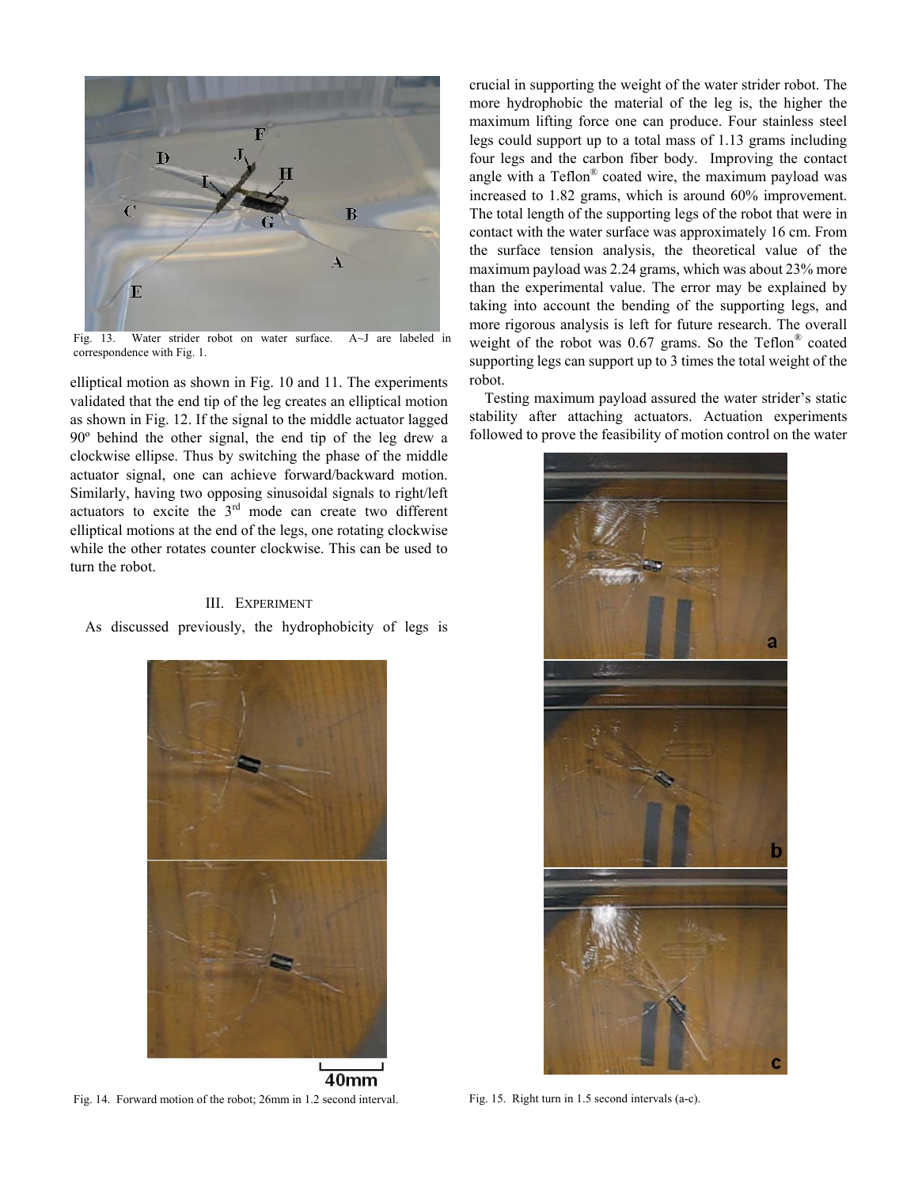Fig. 13. Water strider robot on water surface. A~J are labeled in correspondence with Fig. 1.

elliptical motion as shown in Fig. 10 and 11. The experiments validated that the end tip of the leg creates an elliptical motion as shown in Fig. 12. If the signal to the middle actuator lagged 90º behind the other signal, the end tip of the leg drew a clockwise ellipse. Thus by switching the phase of the middle actuator signal, one can achieve forward/backward motion. Similarly, having two opposing sinusoidal signals to right/left actuators to excite the 3rd mode can create two different elliptical motions at the end of the legs, one rotating clockwise while the other rotates counter clockwise. This can be used to turn the robot.

## III. Experiment

As discussed previously, the hydrophobicity of legs is crucial in supporting the weight of the water strider robot. The more hydrophobic the material of the leg is, the higher the maximum lifting force one can produce. Four stainless steel legs could support up to a total mass of 1.13 grams including four legs and the carbon fiber body. Improving the contact angle with a Teflon® coated wire, the maximum payload was increased to 1.82 grams, which is around 60% improvement. The total length of the supporting legs of the robot that were in contact with the water surface was approximately 16 cm. From the surface tension analysis, the theoretical value of the maximum payload was 2.24 grams, which was about 23% more than the experimental value. The error may be explained by taking into account the bending of the supporting legs, and more rigorous analysis is left for future research. The overall weight of the robot was 0.67 grams. So the Teflon® coated supporting legs can support up to 3 times the total weight of the robot.

Testing maximum payload assured the water strider's static stability after attaching actuators. Actuation experiments followed to prove the feasibility of motion control on the water

Fig. 14. Forward motion of the robot; 26mm in 1.2 second interval.

Fig. 15. Right turn in 1.5 second intervals (a-c).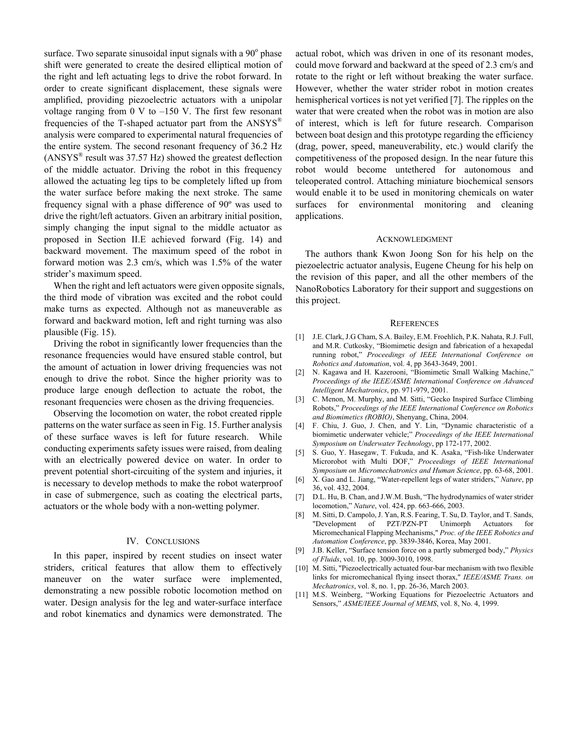surface. Two separate sinusoidal input signals with a 90$^o$ phase shift were generated to create the desired elliptical motion of the right and left actuating legs to drive the robot forward. In order to create significant displacement, these signals were amplified, providing piezoelectric actuators with a unipolar voltage ranging from 0 V to –150 V. The first few resonant frequencies of the T-shaped actuator part from the ANSYS® analysis were compared to experimental natural frequencies of the entire system. The second resonant frequency of 36.2 Hz (ANSYS® result was 37.57 Hz) showed the greatest deflection of the middle actuator. Driving the robot in this frequency allowed the actuating leg tips to be completely lifted up from the water surface before making the next stroke. The same frequency signal with a phase difference of 90º was used to drive the right/left actuators. Given an arbitrary initial position, simply changing the input signal to the middle actuator as proposed in Section II.E achieved forward (Fig. 14) and backward movement. The maximum speed of the robot in forward motion was 2.3 cm/s, which was 1.5% of the water strider's maximum speed.

When the right and left actuators were given opposite signals, the third mode of vibration was excited and the robot could make turns as expected. Although not as maneuverable as forward and backward motion, left and right turning was also plausible (Fig. 15).

Driving the robot in significantly lower frequencies than the resonance frequencies would have ensured stable control, but the amount of actuation in lower driving frequencies was not enough to drive the robot. Since the higher priority was to produce large enough deflection to actuate the robot, the resonant frequencies were chosen as the driving frequencies.

Observing the locomotion on water, the robot created ripple patterns on the water surface as seen in Fig. 15. Further analysis of these surface waves is left for future research. While conducting experiments safety issues were raised, from dealing with an electrically powered device on water. In order to prevent potential short-circuiting of the system and injuries, it is necessary to develop methods to make the robot waterproof in case of submergence, such as coating the electrical parts, actuators or the whole body with a non-wetting polymer.

## IV. Conclusions

In this paper, inspired by recent studies on insect water striders, critical features that allow them to effectively maneuver on the water surface were implemented, demonstrating a new possible robotic locomotion method on water. Design analysis for the leg and water-surface interface and robot kinematics and dynamics were demonstrated. The actual robot, which was driven in one of its resonant modes, could move forward and backward at the speed of 2.3 cm/s and rotate to the right or left without breaking the water surface. However, whether the water strider robot in motion creates hemispherical vortices is not yet verified [7]. The ripples on the water that were created when the robot was in motion are also of interest, which is left for future research. Comparison between boat design and this prototype regarding the efficiency (drag, power, speed, maneuverability, etc.) would clarify the competitiveness of the proposed design. In the near future this robot would become untethered for autonomous and teleoperated control. Attaching miniature biochemical sensors would enable it to be used in monitoring chemicals on water surfaces for environmental monitoring and cleaning applications.

## Acknowledgment

The authors thank Kwon Joong Son for his help on the piezoelectric actuator analysis, Eugene Cheung for his help on the revision of this paper, and all the other members of the NanoRobotics Laboratory for their support and suggestions on this project.

## References

[1] J.E. Clark, J.G Cham, S.A. Bailey, E.M. Froehlich, P.K. Nahata, R.J. Full, and M.R. Cutkosky, "Biomimetic design and fabrication of a hexapedal running robot," *Proceedings of IEEE International Conference on Robotics and Automation*, vol. 4, pp 3643-3649, 2001.

[2] N. Kagawa and H. Kazerooni, "Biomimetic Small Walking Machine," *Proceedings of the IEEE/ASME International Conference on Advanced Intelligent Mechatronics*, pp. 971-979, 2001.

[3] C. Menon, M. Murphy, and M. Sitti, "Gecko Inspired Surface Climbing Robots," *Proceedings of the IEEE International Conference on Robotics and Biomimetics (ROBIO)*, Shenyang, China, 2004.

[4] F. Chiu, J. Guo, J. Chen, and Y. Lin, "Dynamic characteristic of a biomimetic underwater vehicle;" *Proceedings of the IEEE International Symposium on Underwater Technology*, pp 172-177, 2002.

[5] S. Guo, Y. Hasegaw, T. Fukuda, and K. Asaka, "Fish-like Underwater Microrobot with Multi DOF," *Proceedings of IEEE International Symposium on Micromechatronics and Human Science*, pp. 63-68, 2001.

[6] X. Gao and L. Jiang, "Water-repellent legs of water striders," *Nature*, pp 36, vol. 432, 2004.

[7] D.L. Hu, B. Chan, and J.W.M. Bush, "The hydrodynamics of water strider locomotion," *Nature*, vol. 424, pp. 663-666, 2003.

[8] M. Sitti, D. Campolo, J. Yan, R.S. Fearing, T. Su, D. Taylor, and T. Sands, "Development of PZT/PZN-PT Unimorph Actuators for Micromechanical Flapping Mechanisms," *Proc. of the IEEE Robotics and Automation Conference*, pp. 3839-3846, Korea, May 2001.

[9] J.B. Keller, "Surface tension force on a partly submerged body," *Physics of Fluids*, vol. 10, pp. 3009-3010, 1998.

[10] M. Sitti, "Piezoelectrically actuated four-bar mechanism with two flexible links for micromechanical flying insect thorax," *IEEE/ASME Trans. on Mechatronics*, vol. 8, no. 1, pp. 26-36, March 2003.

[11] M.S. Weinberg, "Working Equations for Piezoelectric Actuators and Sensors," *ASME/IEEE Journal of MEMS*, vol. 8, No. 4, 1999.